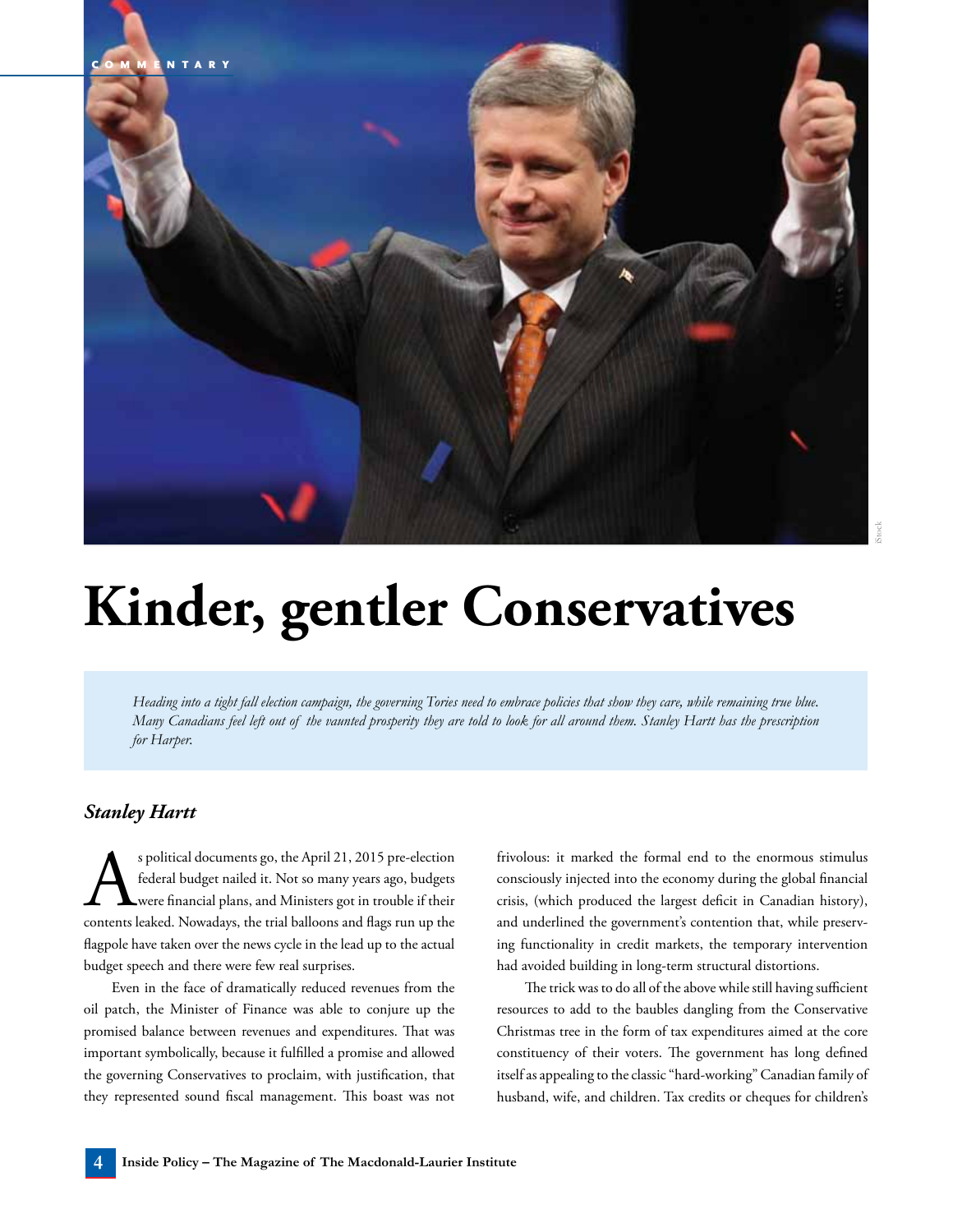COMMENTARY

# Kinder, gentler Conservatives

*Heading into a tight fall election campaign, the governing Tories need to embrace policies that show they care, while remaining true blue. Many Canadians feel left out of the vaunted prosperity they are told to look for all around them. Stanley Hartt has the prescription for Harper.*

***Stanley Hartt***

As political documents go, the April 21, 2015 pre-election federal budget nailed it. Not so many years ago, budgets were financial plans, and Ministers got in trouble if their contents leaked. Nowadays, the trial balloons and flags run up the flagpole have taken over the news cycle in the lead up to the actual budget speech and there were few real surprises.

Even in the face of dramatically reduced revenues from the oil patch, the Minister of Finance was able to conjure up the promised balance between revenues and expenditures. That was important symbolically, because it fulfilled a promise and allowed the governing Conservatives to proclaim, with justification, that they represented sound fiscal management. This boast was not frivolous: it marked the formal end to the enormous stimulus consciously injected into the economy during the global financial crisis, (which produced the largest deficit in Canadian history), and underlined the government's contention that, while preserving functionality in credit markets, the temporary intervention had avoided building in long-term structural distortions.

The trick was to do all of the above while still having sufficient resources to add to the baubles dangling from the Conservative Christmas tree in the form of tax expenditures aimed at the core constituency of their voters. The government has long defined itself as appealing to the classic "hard-working" Canadian family of husband, wife, and children. Tax credits or cheques for children's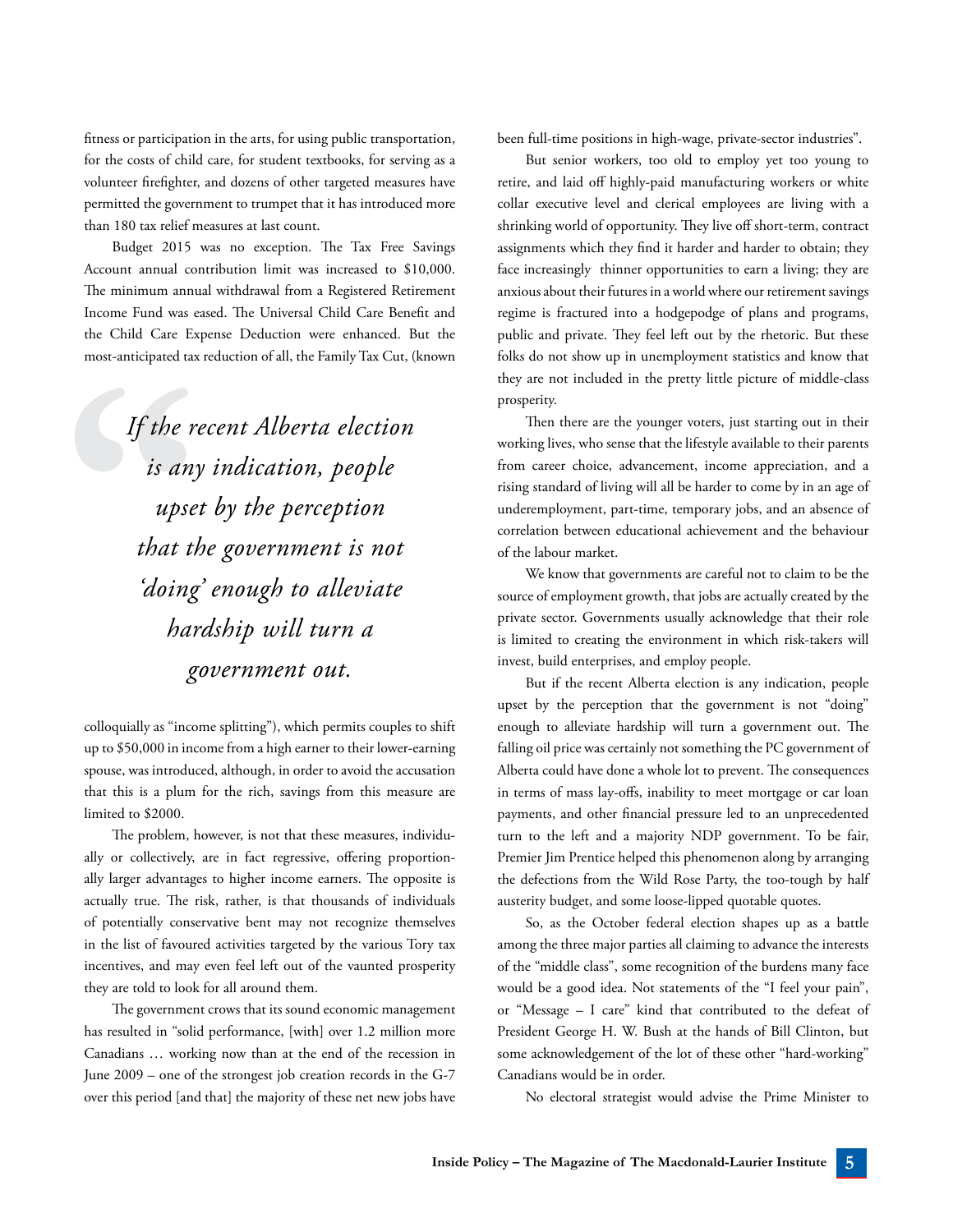fitness or participation in the arts, for using public transportation, for the costs of child care, for student textbooks, for serving as a volunteer firefighter, and dozens of other targeted measures have permitted the government to trumpet that it has introduced more than 180 tax relief measures at last count.

Budget 2015 was no exception. The Tax Free Savings Account annual contribution limit was increased to $10,000. The minimum annual withdrawal from a Registered Retirement Income Fund was eased. The Universal Child Care Benefit and the Child Care Expense Deduction were enhanced. But the most-anticipated tax reduction of all, the Family Tax Cut, (known colloquially as "income splitting"), which permits couples to shift up to $50,000 in income from a high earner to their lower-earning spouse, was introduced, although, in order to avoid the accusation that this is a plum for the rich, savings from this measure are limited to $2000.

> *If the recent Alberta election is any indication, people upset by the perception that the government is not 'doing' enough to alleviate hardship will turn a government out.*

The problem, however, is not that these measures, individually or collectively, are in fact regressive, offering proportionally larger advantages to higher income earners. The opposite is actually true. The risk, rather, is that thousands of individuals of potentially conservative bent may not recognize themselves in the list of favoured activities targeted by the various Tory tax incentives, and may even feel left out of the vaunted prosperity they are told to look for all around them.

The government crows that its sound economic management has resulted in "solid performance, [with] over 1.2 million more Canadians … working now than at the end of the recession in June 2009 – one of the strongest job creation records in the G-7 over this period [and that] the majority of these net new jobs have been full-time positions in high-wage, private-sector industries".

But senior workers, too old to employ yet too young to retire, and laid off highly-paid manufacturing workers or white collar executive level and clerical employees are living with a shrinking world of opportunity. They live off short-term, contract assignments which they find it harder and harder to obtain; they face increasingly thinner opportunities to earn a living; they are anxious about their futures in a world where our retirement savings regime is fractured into a hodgepodge of plans and programs, public and private. They feel left out by the rhetoric. But these folks do not show up in unemployment statistics and know that they are not included in the pretty little picture of middle-class prosperity.

Then there are the younger voters, just starting out in their working lives, who sense that the lifestyle available to their parents from career choice, advancement, income appreciation, and a rising standard of living will all be harder to come by in an age of underemployment, part-time, temporary jobs, and an absence of correlation between educational achievement and the behaviour of the labour market.

We know that governments are careful not to claim to be the source of employment growth, that jobs are actually created by the private sector. Governments usually acknowledge that their role is limited to creating the environment in which risk-takers will invest, build enterprises, and employ people.

But if the recent Alberta election is any indication, people upset by the perception that the government is not "doing" enough to alleviate hardship will turn a government out. The falling oil price was certainly not something the PC government of Alberta could have done a whole lot to prevent. The consequences in terms of mass lay-offs, inability to meet mortgage or car loan payments, and other financial pressure led to an unprecedented turn to the left and a majority NDP government. To be fair, Premier Jim Prentice helped this phenomenon along by arranging the defections from the Wild Rose Party, the too-tough by half austerity budget, and some loose-lipped quotable quotes.

So, as the October federal election shapes up as a battle among the three major parties all claiming to advance the interests of the "middle class", some recognition of the burdens many face would be a good idea. Not statements of the "I feel your pain", or "Message – I care" kind that contributed to the defeat of President George H. W. Bush at the hands of Bill Clinton, but some acknowledgement of the lot of these other "hard-working" Canadians would be in order.

No electoral strategist would advise the Prime Minister to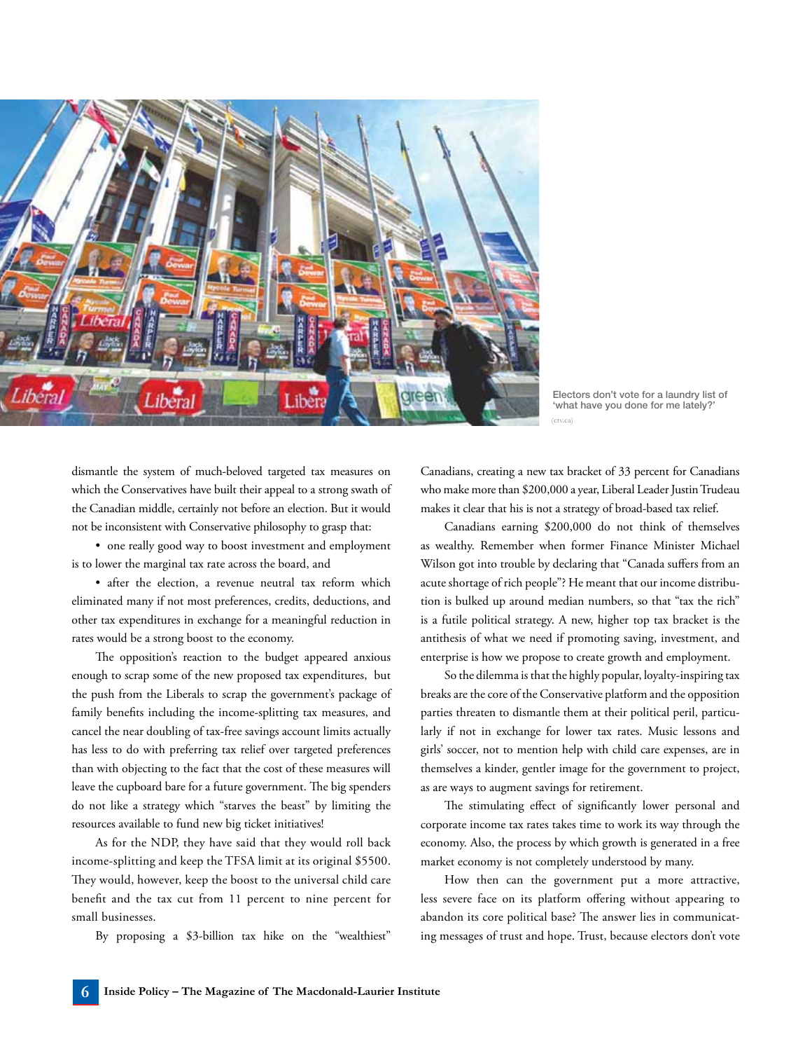Electors don't vote for a laundry list of 'what have you done for me lately?'

(ctv.ca)

dismantle the system of much-beloved targeted tax measures on which the Conservatives have built their appeal to a strong swath of the Canadian middle, certainly not before an election. But it would not be inconsistent with Conservative philosophy to grasp that:

- one really good way to boost investment and employment is to lower the marginal tax rate across the board, and
- after the election, a revenue neutral tax reform which eliminated many if not most preferences, credits, deductions, and other tax expenditures in exchange for a meaningful reduction in rates would be a strong boost to the economy.

The opposition's reaction to the budget appeared anxious enough to scrap some of the new proposed tax expenditures, but the push from the Liberals to scrap the government's package of family benefits including the income-splitting tax measures, and cancel the near doubling of tax-free savings account limits actually has less to do with preferring tax relief over targeted preferences than with objecting to the fact that the cost of these measures will leave the cupboard bare for a future government. The big spenders do not like a strategy which "starves the beast" by limiting the resources available to fund new big ticket initiatives!

As for the NDP, they have said that they would roll back income-splitting and keep the TFSA limit at its original $5500. They would, however, keep the boost to the universal child care benefit and the tax cut from 11 percent to nine percent for small businesses.

By proposing a $3-billion tax hike on the "wealthiest" Canadians, creating a new tax bracket of 33 percent for Canadians who make more than $200,000 a year, Liberal Leader Justin Trudeau makes it clear that his is not a strategy of broad-based tax relief.

Canadians earning $200,000 do not think of themselves as wealthy. Remember when former Finance Minister Michael Wilson got into trouble by declaring that "Canada suffers from an acute shortage of rich people"? He meant that our income distribution is bulked up around median numbers, so that "tax the rich" is a futile political strategy. A new, higher top tax bracket is the antithesis of what we need if promoting saving, investment, and enterprise is how we propose to create growth and employment.

So the dilemma is that the highly popular, loyalty-inspiring tax breaks are the core of the Conservative platform and the opposition parties threaten to dismantle them at their political peril, particularly if not in exchange for lower tax rates. Music lessons and girls' soccer, not to mention help with child care expenses, are in themselves a kinder, gentler image for the government to project, as are ways to augment savings for retirement.

The stimulating effect of significantly lower personal and corporate income tax rates takes time to work its way through the economy. Also, the process by which growth is generated in a free market economy is not completely understood by many.

How then can the government put a more attractive, less severe face on its platform offering without appearing to abandon its core political base? The answer lies in communicating messages of trust and hope. Trust, because electors don't vote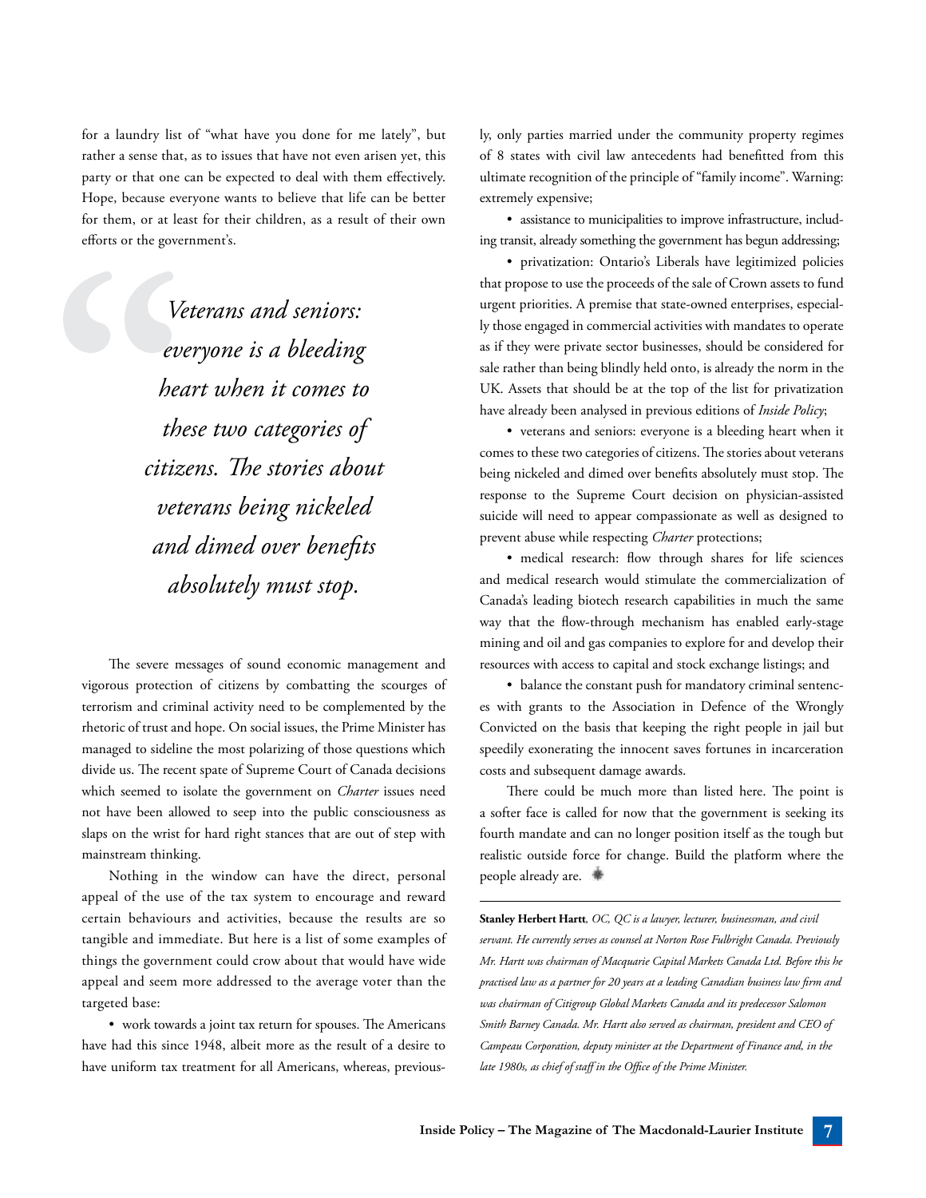for a laundry list of "what have you done for me lately", but rather a sense that, as to issues that have not even arisen yet, this party or that one can be expected to deal with them effectively. Hope, because everyone wants to believe that life can be better for them, or at least for their children, as a result of their own efforts or the government's.

> *Veterans and seniors: everyone is a bleeding heart when it comes to these two categories of citizens. The stories about veterans being nickeled and dimed over benefits absolutely must stop.*

The severe messages of sound economic management and vigorous protection of citizens by combatting the scourges of terrorism and criminal activity need to be complemented by the rhetoric of trust and hope. On social issues, the Prime Minister has managed to sideline the most polarizing of those questions which divide us. The recent spate of Supreme Court of Canada decisions which seemed to isolate the government on *Charter* issues need not have been allowed to seep into the public consciousness as slaps on the wrist for hard right stances that are out of step with mainstream thinking.

Nothing in the window can have the direct, personal appeal of the use of the tax system to encourage and reward certain behaviours and activities, because the results are so tangible and immediate. But here is a list of some examples of things the government could crow about that would have wide appeal and seem more addressed to the average voter than the targeted base:

- work towards a joint tax return for spouses. The Americans have had this since 1948, albeit more as the result of a desire to have uniform tax treatment for all Americans, whereas, previously, only parties married under the community property regimes of 8 states with civil law antecedents had benefitted from this ultimate recognition of the principle of "family income". Warning: extremely expensive;
- assistance to municipalities to improve infrastructure, including transit, already something the government has begun addressing;
- privatization: Ontario's Liberals have legitimized policies that propose to use the proceeds of the sale of Crown assets to fund urgent priorities. A premise that state-owned enterprises, especially those engaged in commercial activities with mandates to operate as if they were private sector businesses, should be considered for sale rather than being blindly held onto, is already the norm in the UK. Assets that should be at the top of the list for privatization have already been analysed in previous editions of *Inside Policy*;
- veterans and seniors: everyone is a bleeding heart when it comes to these two categories of citizens. The stories about veterans being nickeled and dimed over benefits absolutely must stop. The response to the Supreme Court decision on physician-assisted suicide will need to appear compassionate as well as designed to prevent abuse while respecting *Charter* protections;
- medical research: flow through shares for life sciences and medical research would stimulate the commercialization of Canada's leading biotech research capabilities in much the same way that the flow-through mechanism has enabled early-stage mining and oil and gas companies to explore for and develop their resources with access to capital and stock exchange listings; and
- balance the constant push for mandatory criminal sentences with grants to the Association in Defence of the Wrongly Convicted on the basis that keeping the right people in jail but speedily exonerating the innocent saves fortunes in incarceration costs and subsequent damage awards.

There could be much more than listed here. The point is a softer face is called for now that the government is seeking its fourth mandate and can no longer position itself as the tough but realistic outside force for change. Build the platform where the people already are.

---

**Stanley Herbert Hartt**, *OC, QC is a lawyer, lecturer, businessman, and civil servant. He currently serves as counsel at Norton Rose Fulbright Canada. Previously Mr. Hartt was chairman of Macquarie Capital Markets Canada Ltd. Before this he practised law as a partner for 20 years at a leading Canadian business law firm and was chairman of Citigroup Global Markets Canada and its predecessor Salomon Smith Barney Canada. Mr. Hartt also served as chairman, president and CEO of Campeau Corporation, deputy minister at the Department of Finance and, in the late 1980s, as chief of staff in the Office of the Prime Minister.*